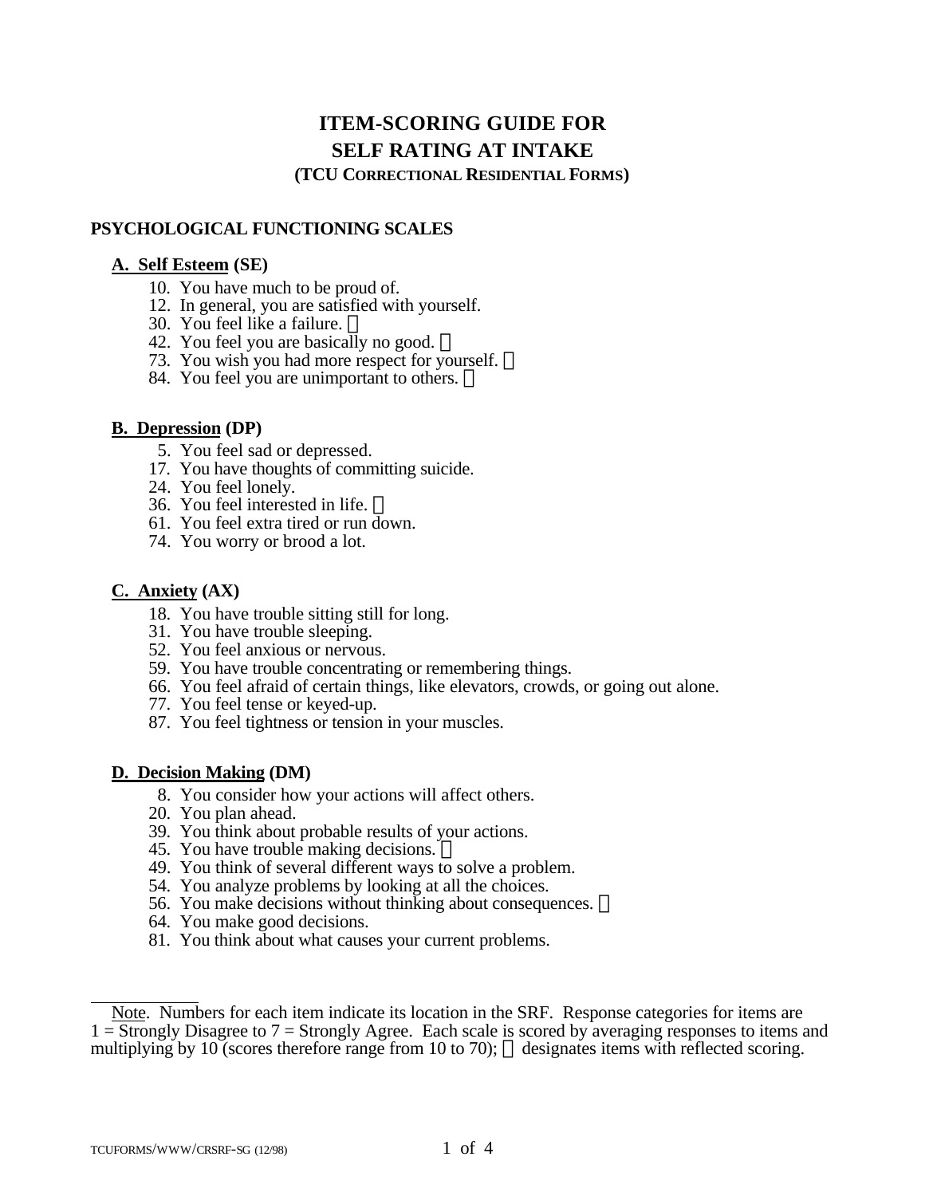# ITEM-SCORING GUIDE FOR SELF RATING AT INTAKE

### (TCU CORRECTIONAL RESIDENTIAL FORMS)

## PSYCHOLOGICAL FUNCTIONING SCALES

### A. Self Esteem (SE)

10. You have much to be proud of.
12. In general, you are satisfied with yourself.
30. You feel like a failure. ®
42. You feel you are basically no good. ®
73. You wish you had more respect for yourself. ®
84. You feel you are unimportant to others. ®

### B. Depression (DP)

5. You feel sad or depressed.
17. You have thoughts of committing suicide.
24. You feel lonely.
36. You feel interested in life. ®
61. You feel extra tired or run down.
74. You worry or brood a lot.

### C. Anxiety (AX)

18. You have trouble sitting still for long.
31. You have trouble sleeping.
52. You feel anxious or nervous.
59. You have trouble concentrating or remembering things.
66. You feel afraid of certain things, like elevators, crowds, or going out alone.
77. You feel tense or keyed-up.
87. You feel tightness or tension in your muscles.

### D. Decision Making (DM)

8. You consider how your actions will affect others.
20. You plan ahead.
39. You think about probable results of your actions.
45. You have trouble making decisions. ®
49. You think of several different ways to solve a problem.
54. You analyze problems by looking at all the choices.
56. You make decisions without thinking about consequences. ®
64. You make good decisions.
81. You think about what causes your current problems.

---

Note. Numbers for each item indicate its location in the SRF. Response categories for items are 1 = Strongly Disagree to 7 = Strongly Agree. Each scale is scored by averaging responses to items and multiplying by 10 (scores therefore range from 10 to 70); ® designates items with reflected scoring.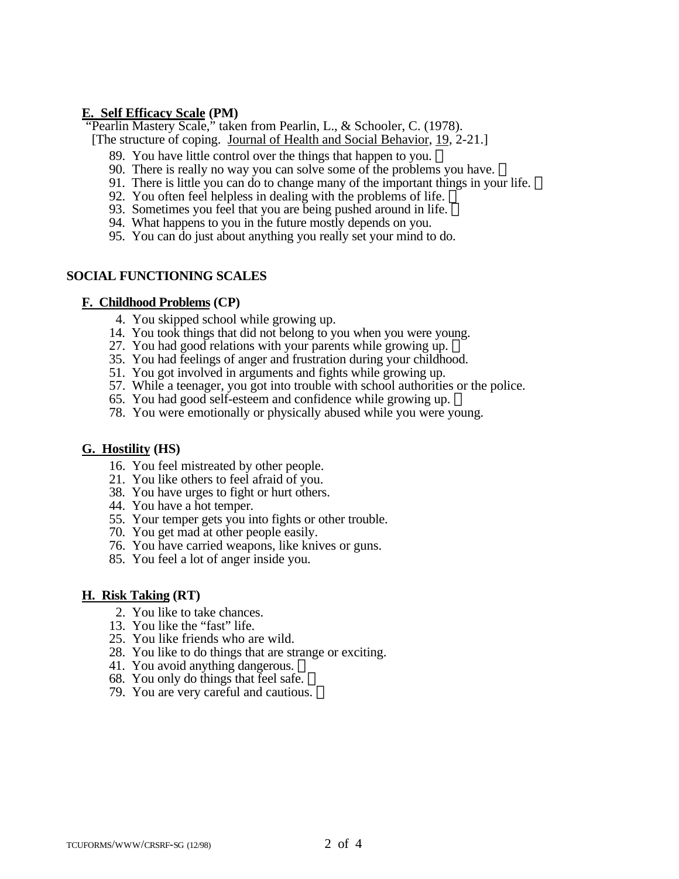### E. Self Efficacy Scale (PM)

"Pearlin Mastery Scale," taken from Pearlin, L., & Schooler, C. (1978).
[The structure of coping. Journal of Health and Social Behavior, 19, 2-21.]

89. You have little control over the things that happen to you. □
90. There is really no way you can solve some of the problems you have. □
91. There is little you can do to change many of the important things in your life. □
92. You often feel helpless in dealing with the problems of life. □
93. Sometimes you feel that you are being pushed around in life. □
94. What happens to you in the future mostly depends on you.
95. You can do just about anything you really set your mind to do.

## SOCIAL FUNCTIONING SCALES

### F. Childhood Problems (CP)

4. You skipped school while growing up.
14. You took things that did not belong to you when you were young.
27. You had good relations with your parents while growing up. □
35. You had feelings of anger and frustration during your childhood.
51. You got involved in arguments and fights while growing up.
57. While a teenager, you got into trouble with school authorities or the police.
65. You had good self-esteem and confidence while growing up. □
78. You were emotionally or physically abused while you were young.

### G. Hostility (HS)

16. You feel mistreated by other people.
21. You like others to feel afraid of you.
38. You have urges to fight or hurt others.
44. You have a hot temper.
55. Your temper gets you into fights or other trouble.
70. You get mad at other people easily.
76. You have carried weapons, like knives or guns.
85. You feel a lot of anger inside you.

### H. Risk Taking (RT)

2. You like to take chances.
13. You like the "fast" life.
25. You like friends who are wild.
28. You like to do things that are strange or exciting.
41. You avoid anything dangerous. □
68. You only do things that feel safe. □
79. You are very careful and cautious. □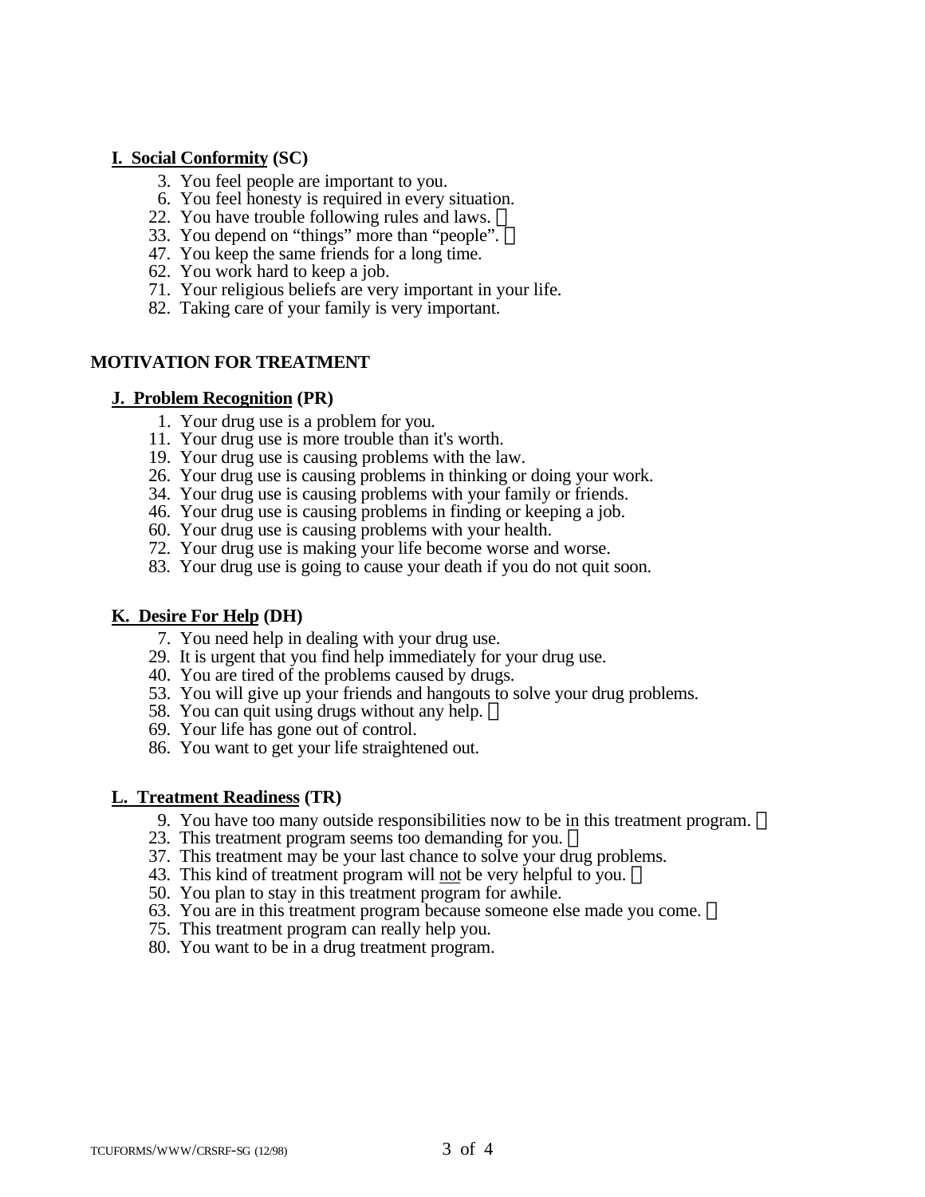**I. Social Conformity (SC)**

3. You feel people are important to you.
6. You feel honesty is required in every situation.
22. You have trouble following rules and laws. ®
33. You depend on "things" more than "people". ®
47. You keep the same friends for a long time.
62. You work hard to keep a job.
71. Your religious beliefs are very important in your life.
82. Taking care of your family is very important.

## MOTIVATION FOR TREATMENT

**J. Problem Recognition (PR)**

1. Your drug use is a problem for you.
11. Your drug use is more trouble than it's worth.
19. Your drug use is causing problems with the law.
26. Your drug use is causing problems in thinking or doing your work.
34. Your drug use is causing problems with your family or friends.
46. Your drug use is causing problems in finding or keeping a job.
60. Your drug use is causing problems with your health.
72. Your drug use is making your life become worse and worse.
83. Your drug use is going to cause your death if you do not quit soon.

**K. Desire For Help (DH)**

7. You need help in dealing with your drug use.
29. It is urgent that you find help immediately for your drug use.
40. You are tired of the problems caused by drugs.
53. You will give up your friends and hangouts to solve your drug problems.
58. You can quit using drugs without any help. ®
69. Your life has gone out of control.
86. You want to get your life straightened out.

**L. Treatment Readiness (TR)**

9. You have too many outside responsibilities now to be in this treatment program. ®
23. This treatment program seems too demanding for you. ®
37. This treatment may be your last chance to solve your drug problems.
43. This kind of treatment program will not be very helpful to you. ®
50. You plan to stay in this treatment program for awhile.
63. You are in this treatment program because someone else made you come. ®
75. This treatment program can really help you.
80. You want to be in a drug treatment program.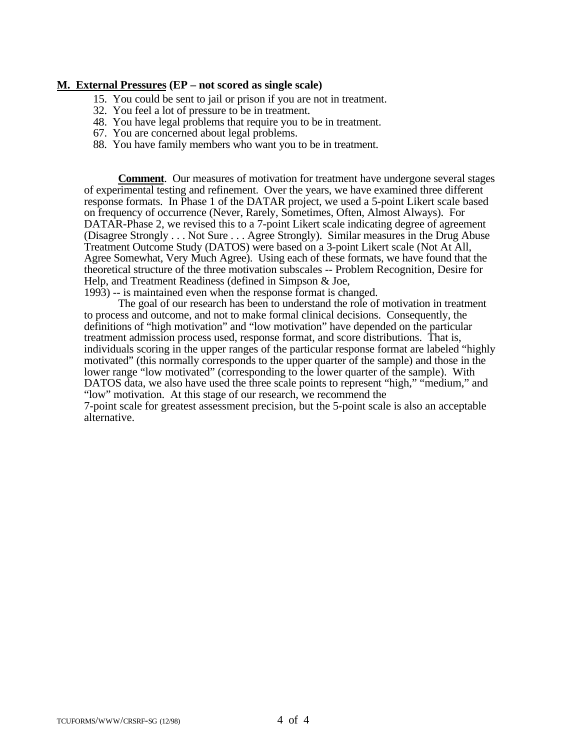**M. External Pressures (EP – not scored as single scale)**

15. You could be sent to jail or prison if you are not in treatment.
32. You feel a lot of pressure to be in treatment.
48. You have legal problems that require you to be in treatment.
67. You are concerned about legal problems.
88. You have family members who want you to be in treatment.

**Comment**. Our measures of motivation for treatment have undergone several stages of experimental testing and refinement. Over the years, we have examined three different response formats. In Phase 1 of the DATAR project, we used a 5-point Likert scale based on frequency of occurrence (Never, Rarely, Sometimes, Often, Almost Always). For DATAR-Phase 2, we revised this to a 7-point Likert scale indicating degree of agreement (Disagree Strongly . . . Not Sure . . . Agree Strongly). Similar measures in the Drug Abuse Treatment Outcome Study (DATOS) were based on a 3-point Likert scale (Not At All, Agree Somewhat, Very Much Agree). Using each of these formats, we have found that the theoretical structure of the three motivation subscales -- Problem Recognition, Desire for Help, and Treatment Readiness (defined in Simpson & Joe, 1993) -- is maintained even when the response format is changed.

The goal of our research has been to understand the role of motivation in treatment to process and outcome, and not to make formal clinical decisions. Consequently, the definitions of "high motivation" and "low motivation" have depended on the particular treatment admission process used, response format, and score distributions. That is, individuals scoring in the upper ranges of the particular response format are labeled "highly motivated" (this normally corresponds to the upper quarter of the sample) and those in the lower range "low motivated" (corresponding to the lower quarter of the sample). With DATOS data, we also have used the three scale points to represent "high," "medium," and "low" motivation. At this stage of our research, we recommend the 7-point scale for greatest assessment precision, but the 5-point scale is also an acceptable alternative.